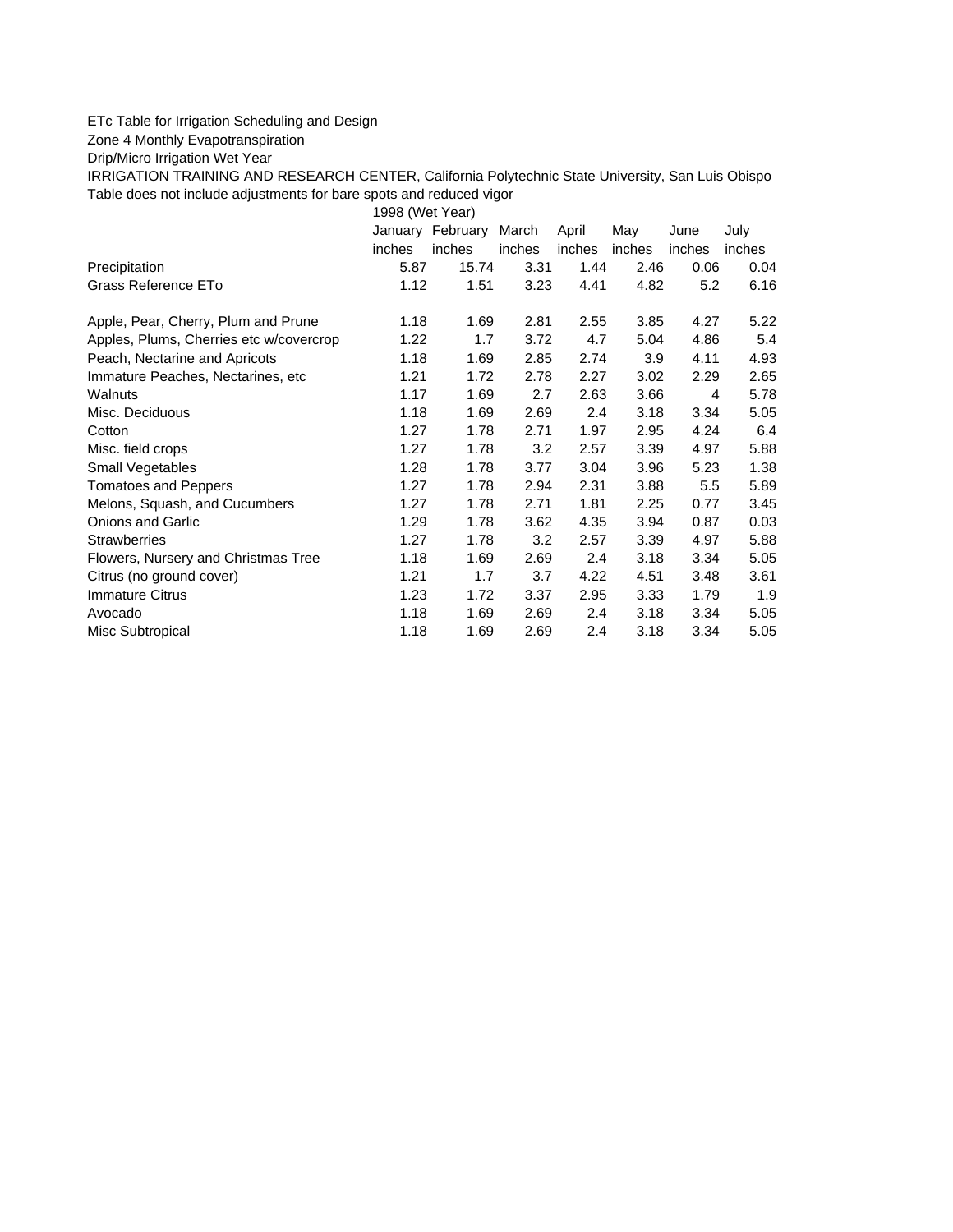ETc Table for Irrigation Scheduling and Design

Zone 4 Monthly Evapotranspiration

Drip/Micro Irrigation Wet Year

IRRIGATION TRAINING AND RESEARCH CENTER, California Polytechnic State University, San Luis Obispo

Table does not include adjustments for bare spots and reduced vigor

| | 1998 (Wet Year) | | | | | | |
|---|---|---|---|---|---|---|---|
| | January | February | March | April | May | June | July |
| | inches | inches | inches | inches | inches | inches | inches |
| Precipitation | 5.87 | 15.74 | 3.31 | 1.44 | 2.46 | 0.06 | 0.04 |
| Grass Reference ETo | 1.12 | 1.51 | 3.23 | 4.41 | 4.82 | 5.2 | 6.16 |
| | | | | | | | |
| Apple, Pear, Cherry, Plum and Prune | 1.18 | 1.69 | 2.81 | 2.55 | 3.85 | 4.27 | 5.22 |
| Apples, Plums, Cherries etc w/covercrop | 1.22 | 1.7 | 3.72 | 4.7 | 5.04 | 4.86 | 5.4 |
| Peach, Nectarine and Apricots | 1.18 | 1.69 | 2.85 | 2.74 | 3.9 | 4.11 | 4.93 |
| Immature Peaches, Nectarines, etc | 1.21 | 1.72 | 2.78 | 2.27 | 3.02 | 2.29 | 2.65 |
| Walnuts | 1.17 | 1.69 | 2.7 | 2.63 | 3.66 | 4 | 5.78 |
| Misc. Deciduous | 1.18 | 1.69 | 2.69 | 2.4 | 3.18 | 3.34 | 5.05 |
| Cotton | 1.27 | 1.78 | 2.71 | 1.97 | 2.95 | 4.24 | 6.4 |
| Misc. field crops | 1.27 | 1.78 | 3.2 | 2.57 | 3.39 | 4.97 | 5.88 |
| Small Vegetables | 1.28 | 1.78 | 3.77 | 3.04 | 3.96 | 5.23 | 1.38 |
| Tomatoes and Peppers | 1.27 | 1.78 | 2.94 | 2.31 | 3.88 | 5.5 | 5.89 |
| Melons, Squash, and Cucumbers | 1.27 | 1.78 | 2.71 | 1.81 | 2.25 | 0.77 | 3.45 |
| Onions and Garlic | 1.29 | 1.78 | 3.62 | 4.35 | 3.94 | 0.87 | 0.03 |
| Strawberries | 1.27 | 1.78 | 3.2 | 2.57 | 3.39 | 4.97 | 5.88 |
| Flowers, Nursery and Christmas Tree | 1.18 | 1.69 | 2.69 | 2.4 | 3.18 | 3.34 | 5.05 |
| Citrus (no ground cover) | 1.21 | 1.7 | 3.7 | 4.22 | 4.51 | 3.48 | 3.61 |
| Immature Citrus | 1.23 | 1.72 | 3.37 | 2.95 | 3.33 | 1.79 | 1.9 |
| Avocado | 1.18 | 1.69 | 2.69 | 2.4 | 3.18 | 3.34 | 5.05 |
| Misc Subtropical | 1.18 | 1.69 | 2.69 | 2.4 | 3.18 | 3.34 | 5.05 |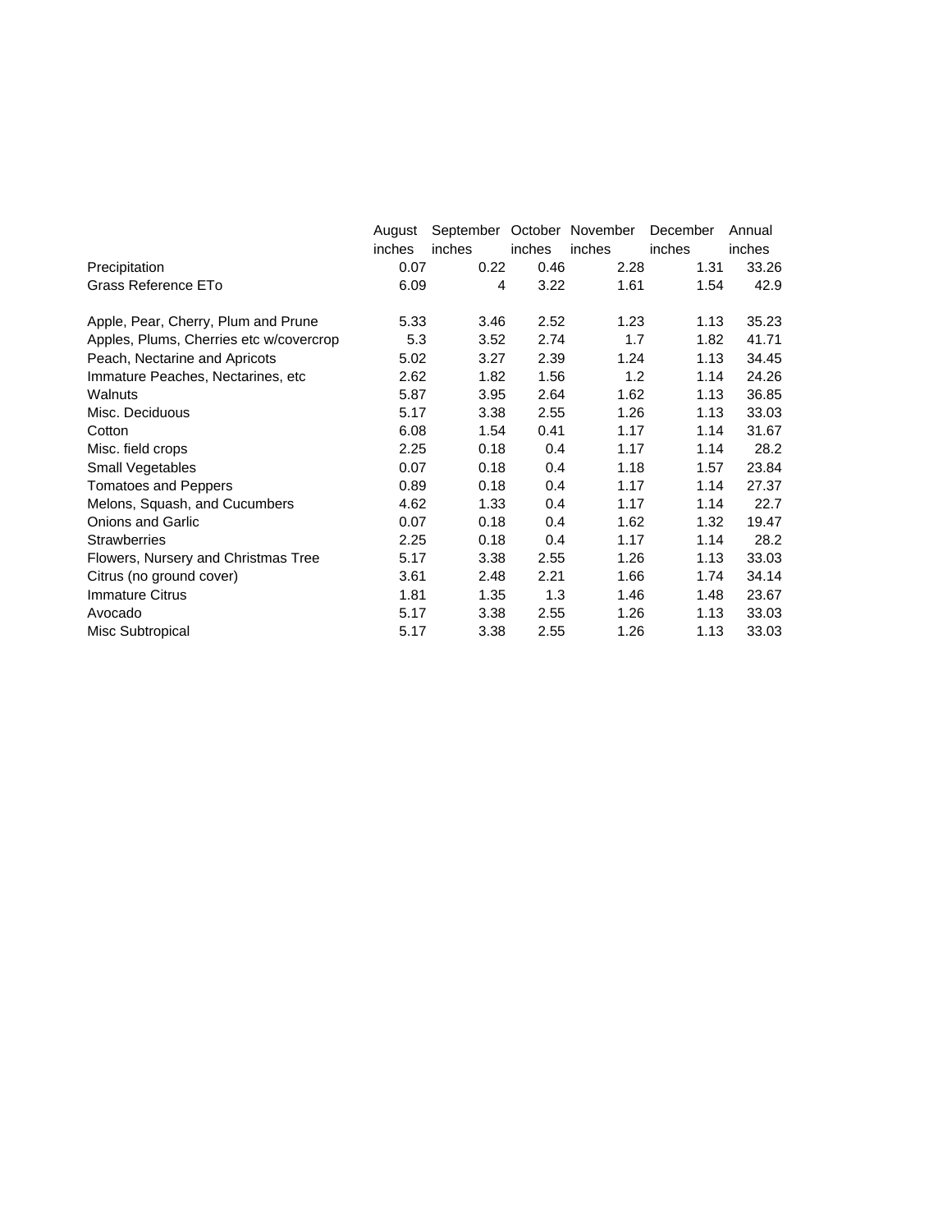| | August inches | September inches | October inches | November inches | December inches | Annual inches |
|---|---|---|---|---|---|---|
| Precipitation | 0.07 | 0.22 | 0.46 | 2.28 | 1.31 | 33.26 |
| Grass Reference ETo | 6.09 | 4 | 3.22 | 1.61 | 1.54 | 42.9 |
| | | | | | | |
| Apple, Pear, Cherry, Plum and Prune | 5.33 | 3.46 | 2.52 | 1.23 | 1.13 | 35.23 |
| Apples, Plums, Cherries etc w/covercrop | 5.3 | 3.52 | 2.74 | 1.7 | 1.82 | 41.71 |
| Peach, Nectarine and Apricots | 5.02 | 3.27 | 2.39 | 1.24 | 1.13 | 34.45 |
| Immature Peaches, Nectarines, etc | 2.62 | 1.82 | 1.56 | 1.2 | 1.14 | 24.26 |
| Walnuts | 5.87 | 3.95 | 2.64 | 1.62 | 1.13 | 36.85 |
| Misc. Deciduous | 5.17 | 3.38 | 2.55 | 1.26 | 1.13 | 33.03 |
| Cotton | 6.08 | 1.54 | 0.41 | 1.17 | 1.14 | 31.67 |
| Misc. field crops | 2.25 | 0.18 | 0.4 | 1.17 | 1.14 | 28.2 |
| Small Vegetables | 0.07 | 0.18 | 0.4 | 1.18 | 1.57 | 23.84 |
| Tomatoes and Peppers | 0.89 | 0.18 | 0.4 | 1.17 | 1.14 | 27.37 |
| Melons, Squash, and Cucumbers | 4.62 | 1.33 | 0.4 | 1.17 | 1.14 | 22.7 |
| Onions and Garlic | 0.07 | 0.18 | 0.4 | 1.62 | 1.32 | 19.47 |
| Strawberries | 2.25 | 0.18 | 0.4 | 1.17 | 1.14 | 28.2 |
| Flowers, Nursery and Christmas Tree | 5.17 | 3.38 | 2.55 | 1.26 | 1.13 | 33.03 |
| Citrus (no ground cover) | 3.61 | 2.48 | 2.21 | 1.66 | 1.74 | 34.14 |
| Immature Citrus | 1.81 | 1.35 | 1.3 | 1.46 | 1.48 | 23.67 |
| Avocado | 5.17 | 3.38 | 2.55 | 1.26 | 1.13 | 33.03 |
| Misc Subtropical | 5.17 | 3.38 | 2.55 | 1.26 | 1.13 | 33.03 |